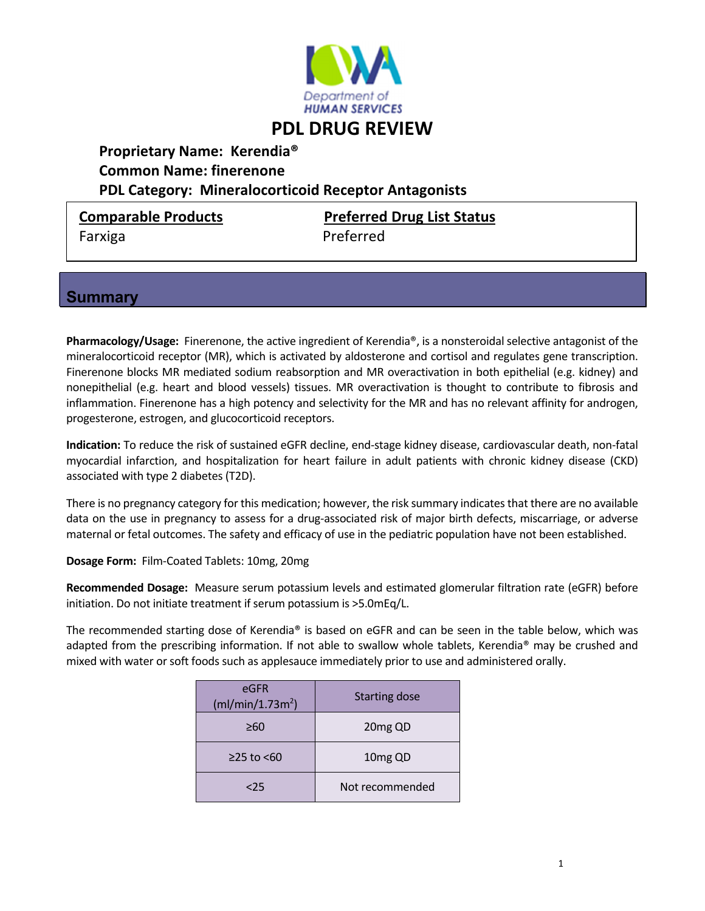# PDL DRUG REVIEW

**Proprietary Name: Kerendia®**
**Common Name: finerenone**
**PDL Category: Mineralocorticoid Receptor Antagonists**

| Comparable Products | Preferred Drug List Status |
|---|---|
| Farxiga | Preferred |

## Summary

**Pharmacology/Usage:** Finerenone, the active ingredient of Kerendia®, is a nonsteroidal selective antagonist of the mineralocorticoid receptor (MR), which is activated by aldosterone and cortisol and regulates gene transcription. Finerenone blocks MR mediated sodium reabsorption and MR overactivation in both epithelial (e.g. kidney) and nonepithelial (e.g. heart and blood vessels) tissues. MR overactivation is thought to contribute to fibrosis and inflammation. Finerenone has a high potency and selectivity for the MR and has no relevant affinity for androgen, progesterone, estrogen, and glucocorticoid receptors.

**Indication:** To reduce the risk of sustained eGFR decline, end-stage kidney disease, cardiovascular death, non-fatal myocardial infarction, and hospitalization for heart failure in adult patients with chronic kidney disease (CKD) associated with type 2 diabetes (T2D).

There is no pregnancy category for this medication; however, the risk summary indicates that there are no available data on the use in pregnancy to assess for a drug-associated risk of major birth defects, miscarriage, or adverse maternal or fetal outcomes. The safety and efficacy of use in the pediatric population have not been established.

**Dosage Form:** Film-Coated Tablets: 10mg, 20mg

**Recommended Dosage:** Measure serum potassium levels and estimated glomerular filtration rate (eGFR) before initiation. Do not initiate treatment if serum potassium is >5.0mEq/L.

The recommended starting dose of Kerendia® is based on eGFR and can be seen in the table below, which was adapted from the prescribing information. If not able to swallow whole tablets, Kerendia® may be crushed and mixed with water or soft foods such as applesauce immediately prior to use and administered orally.

| eGFR (ml/min/1.73m$^2$) | Starting dose |
|---|---|
| ≥60 | 20mg QD |
| ≥25 to <60 | 10mg QD |
| <25 | Not recommended |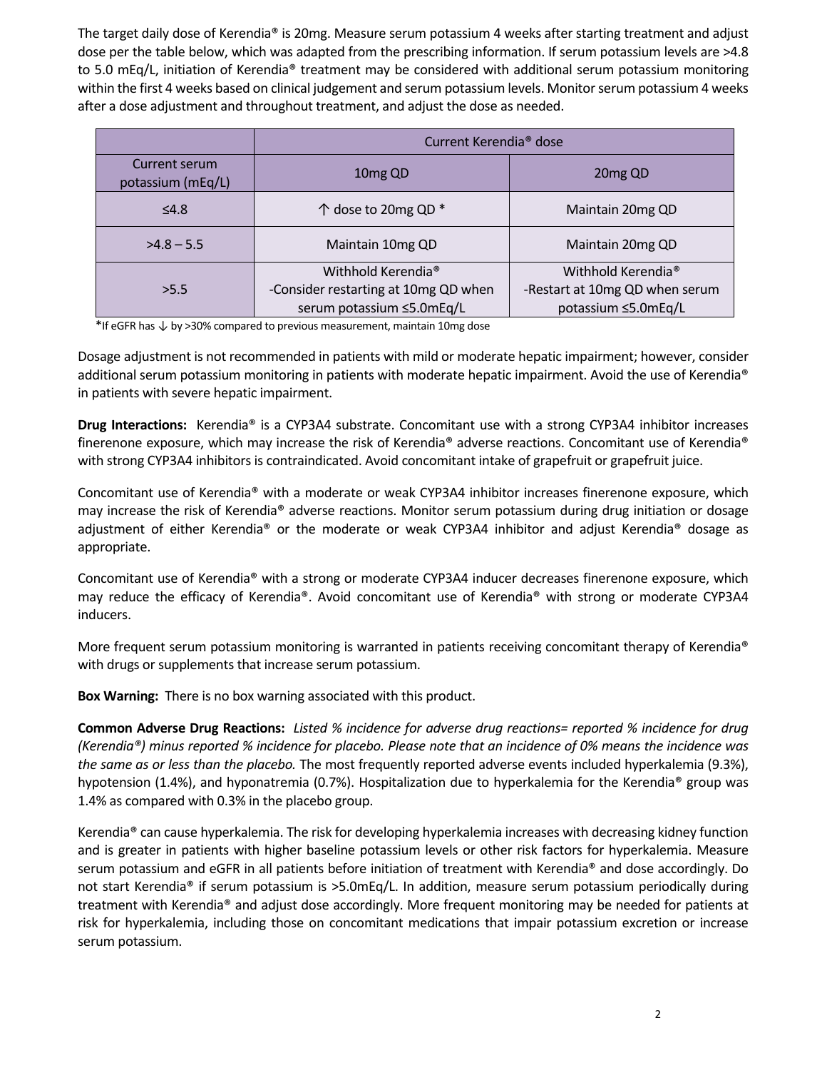The target daily dose of Kerendia® is 20mg. Measure serum potassium 4 weeks after starting treatment and adjust dose per the table below, which was adapted from the prescribing information. If serum potassium levels are >4.8 to 5.0 mEq/L, initiation of Kerendia® treatment may be considered with additional serum potassium monitoring within the first 4 weeks based on clinical judgement and serum potassium levels. Monitor serum potassium 4 weeks after a dose adjustment and throughout treatment, and adjust the dose as needed.

| | Current Kerendia® dose | |
|---|---|---|
| Current serum potassium (mEq/L) | 10mg QD | 20mg QD |
| ≤4.8 | ↑ dose to 20mg QD * | Maintain 20mg QD |
| >4.8 – 5.5 | Maintain 10mg QD | Maintain 20mg QD |
| >5.5 | Withhold Kerendia® -Consider restarting at 10mg QD when serum potassium ≤5.0mEq/L | Withhold Kerendia® -Restart at 10mg QD when serum potassium ≤5.0mEq/L |

*If eGFR has ↓ by >30% compared to previous measurement, maintain 10mg dose

Dosage adjustment is not recommended in patients with mild or moderate hepatic impairment; however, consider additional serum potassium monitoring in patients with moderate hepatic impairment. Avoid the use of Kerendia® in patients with severe hepatic impairment.

**Drug Interactions:** Kerendia® is a CYP3A4 substrate. Concomitant use with a strong CYP3A4 inhibitor increases finerenone exposure, which may increase the risk of Kerendia® adverse reactions. Concomitant use of Kerendia® with strong CYP3A4 inhibitors is contraindicated. Avoid concomitant intake of grapefruit or grapefruit juice.

Concomitant use of Kerendia® with a moderate or weak CYP3A4 inhibitor increases finerenone exposure, which may increase the risk of Kerendia® adverse reactions. Monitor serum potassium during drug initiation or dosage adjustment of either Kerendia® or the moderate or weak CYP3A4 inhibitor and adjust Kerendia® dosage as appropriate.

Concomitant use of Kerendia® with a strong or moderate CYP3A4 inducer decreases finerenone exposure, which may reduce the efficacy of Kerendia®. Avoid concomitant use of Kerendia® with strong or moderate CYP3A4 inducers.

More frequent serum potassium monitoring is warranted in patients receiving concomitant therapy of Kerendia® with drugs or supplements that increase serum potassium.

**Box Warning:** There is no box warning associated with this product.

**Common Adverse Drug Reactions:** *Listed % incidence for adverse drug reactions= reported % incidence for drug (Kerendia®) minus reported % incidence for placebo. Please note that an incidence of 0% means the incidence was the same as or less than the placebo.* The most frequently reported adverse events included hyperkalemia (9.3%), hypotension (1.4%), and hyponatremia (0.7%). Hospitalization due to hyperkalemia for the Kerendia® group was 1.4% as compared with 0.3% in the placebo group.

Kerendia® can cause hyperkalemia. The risk for developing hyperkalemia increases with decreasing kidney function and is greater in patients with higher baseline potassium levels or other risk factors for hyperkalemia. Measure serum potassium and eGFR in all patients before initiation of treatment with Kerendia® and dose accordingly. Do not start Kerendia® if serum potassium is >5.0mEq/L. In addition, measure serum potassium periodically during treatment with Kerendia® and adjust dose accordingly. More frequent monitoring may be needed for patients at risk for hyperkalemia, including those on concomitant medications that impair potassium excretion or increase serum potassium.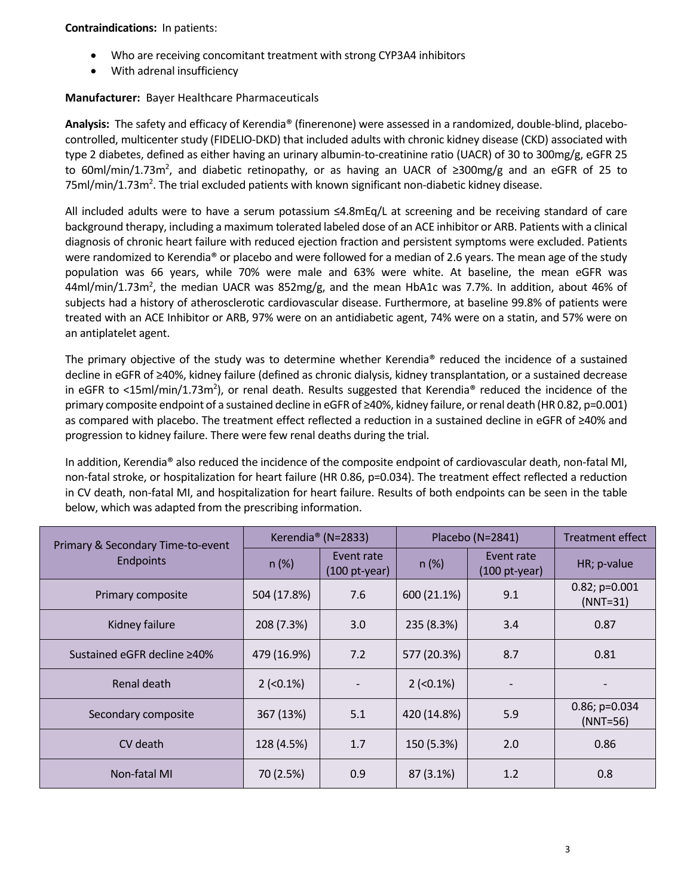**Contraindications:** In patients:

- Who are receiving concomitant treatment with strong CYP3A4 inhibitors
- With adrenal insufficiency

**Manufacturer:** Bayer Healthcare Pharmaceuticals

**Analysis:** The safety and efficacy of Kerendia® (finerenone) were assessed in a randomized, double-blind, placebo-controlled, multicenter study (FIDELIO-DKD) that included adults with chronic kidney disease (CKD) associated with type 2 diabetes, defined as either having an urinary albumin-to-creatinine ratio (UACR) of 30 to 300mg/g, eGFR 25 to 60ml/min/1.73m$^2$, and diabetic retinopathy, or as having an UACR of ≥300mg/g and an eGFR of 25 to 75ml/min/1.73m$^2$. The trial excluded patients with known significant non-diabetic kidney disease.

All included adults were to have a serum potassium ≤4.8mEq/L at screening and be receiving standard of care background therapy, including a maximum tolerated labeled dose of an ACE inhibitor or ARB. Patients with a clinical diagnosis of chronic heart failure with reduced ejection fraction and persistent symptoms were excluded. Patients were randomized to Kerendia® or placebo and were followed for a median of 2.6 years. The mean age of the study population was 66 years, while 70% were male and 63% were white. At baseline, the mean eGFR was 44ml/min/1.73m$^2$, the median UACR was 852mg/g, and the mean HbA1c was 7.7%. In addition, about 46% of subjects had a history of atherosclerotic cardiovascular disease. Furthermore, at baseline 99.8% of patients were treated with an ACE Inhibitor or ARB, 97% were on an antidiabetic agent, 74% were on a statin, and 57% were on an antiplatelet agent.

The primary objective of the study was to determine whether Kerendia® reduced the incidence of a sustained decline in eGFR of ≥40%, kidney failure (defined as chronic dialysis, kidney transplantation, or a sustained decrease in eGFR to <15ml/min/1.73m$^2$), or renal death. Results suggested that Kerendia® reduced the incidence of the primary composite endpoint of a sustained decline in eGFR of ≥40%, kidney failure, or renal death (HR 0.82, p=0.001) as compared with placebo. The treatment effect reflected a reduction in a sustained decline in eGFR of ≥40% and progression to kidney failure. There were few renal deaths during the trial.

In addition, Kerendia® also reduced the incidence of the composite endpoint of cardiovascular death, non-fatal MI, non-fatal stroke, or hospitalization for heart failure (HR 0.86, p=0.034). The treatment effect reflected a reduction in CV death, non-fatal MI, and hospitalization for heart failure. Results of both endpoints can be seen in the table below, which was adapted from the prescribing information.

| Primary & Secondary Time-to-event Endpoints | Kerendia® (N=2833) | | Placebo (N=2841) | | Treatment effect |
|---|---|---|---|---|---|
| | n (%) | Event rate (100 pt-year) | n (%) | Event rate (100 pt-year) | HR; p-value |
| Primary composite | 504 (17.8%) | 7.6 | 600 (21.1%) | 9.1 | 0.82; p=0.001 (NNT=31) |
| Kidney failure | 208 (7.3%) | 3.0 | 235 (8.3%) | 3.4 | 0.87 |
| Sustained eGFR decline ≥40% | 479 (16.9%) | 7.2 | 577 (20.3%) | 8.7 | 0.81 |
| Renal death | 2 (<0.1%) | - | 2 (<0.1%) | - | - |
| Secondary composite | 367 (13%) | 5.1 | 420 (14.8%) | 5.9 | 0.86; p=0.034 (NNT=56) |
| CV death | 128 (4.5%) | 1.7 | 150 (5.3%) | 2.0 | 0.86 |
| Non-fatal MI | 70 (2.5%) | 0.9 | 87 (3.1%) | 1.2 | 0.8 |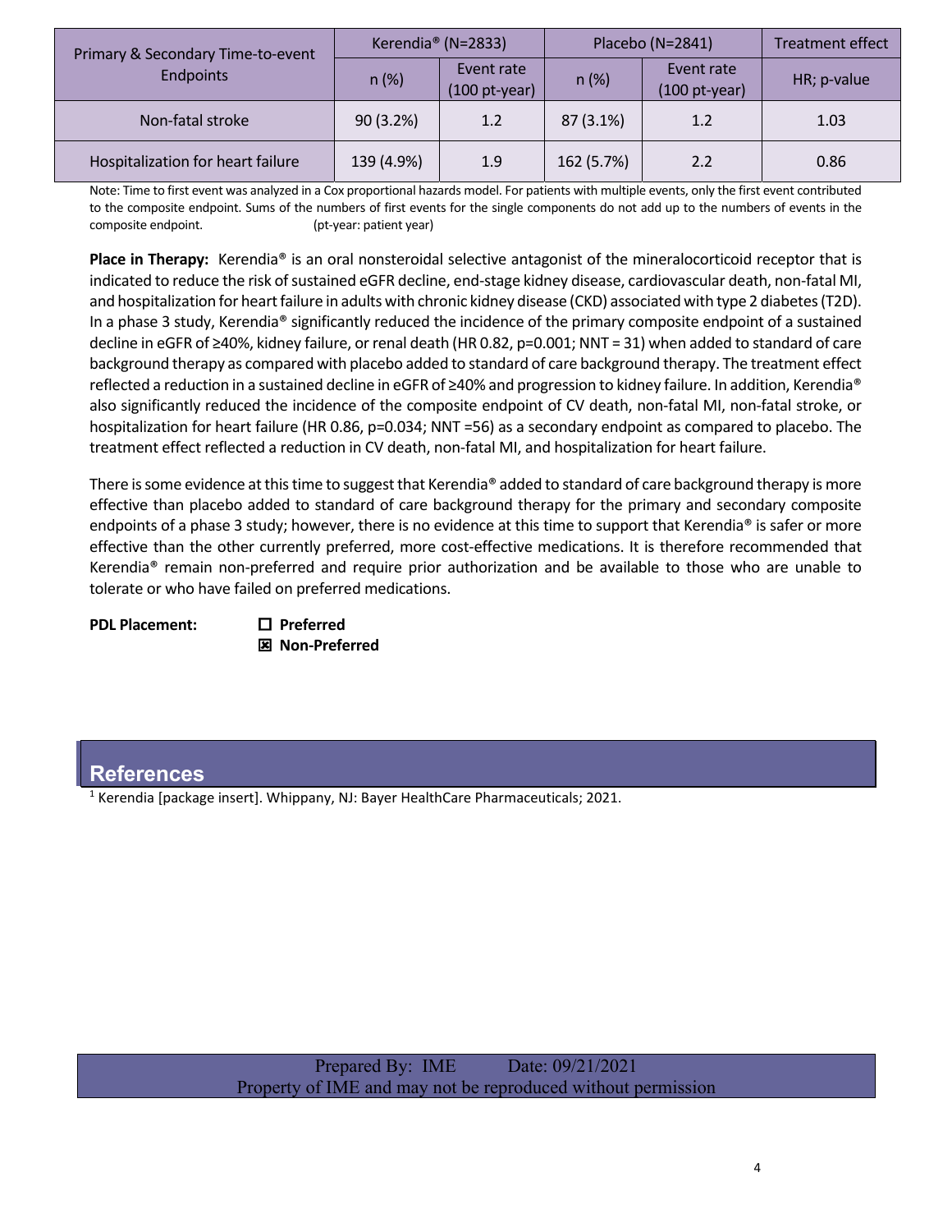| Primary & Secondary Time-to-event Endpoints | Kerendia® (N=2833) | | Placebo (N=2841) | | Treatment effect |
|---|---|---|---|---|---|
| | n (%) | Event rate (100 pt-year) | n (%) | Event rate (100 pt-year) | HR; p-value |
| Non-fatal stroke | 90 (3.2%) | 1.2 | 87 (3.1%) | 1.2 | 1.03 |
| Hospitalization for heart failure | 139 (4.9%) | 1.9 | 162 (5.7%) | 2.2 | 0.86 |

Note: Time to first event was analyzed in a Cox proportional hazards model. For patients with multiple events, only the first event contributed to the composite endpoint. Sums of the numbers of first events for the single components do not add up to the numbers of events in the composite endpoint. (pt-year: patient year)

**Place in Therapy:** Kerendia® is an oral nonsteroidal selective antagonist of the mineralocorticoid receptor that is indicated to reduce the risk of sustained eGFR decline, end-stage kidney disease, cardiovascular death, non-fatal MI, and hospitalization for heart failure in adults with chronic kidney disease (CKD) associated with type 2 diabetes (T2D). In a phase 3 study, Kerendia® significantly reduced the incidence of the primary composite endpoint of a sustained decline in eGFR of ≥40%, kidney failure, or renal death (HR 0.82, p=0.001; NNT = 31) when added to standard of care background therapy as compared with placebo added to standard of care background therapy. The treatment effect reflected a reduction in a sustained decline in eGFR of ≥40% and progression to kidney failure. In addition, Kerendia® also significantly reduced the incidence of the composite endpoint of CV death, non-fatal MI, non-fatal stroke, or hospitalization for heart failure (HR 0.86, p=0.034; NNT =56) as a secondary endpoint as compared to placebo. The treatment effect reflected a reduction in CV death, non-fatal MI, and hospitalization for heart failure.

There is some evidence at this time to suggest that Kerendia® added to standard of care background therapy is more effective than placebo added to standard of care background therapy for the primary and secondary composite endpoints of a phase 3 study; however, there is no evidence at this time to support that Kerendia® is safer or more effective than the other currently preferred, more cost-effective medications. It is therefore recommended that Kerendia® remain non-preferred and require prior authorization and be available to those who are unable to tolerate or who have failed on preferred medications.

**PDL Placement:** ☐ **Preferred**
☒ **Non-Preferred**

## References

[1] Kerendia [package insert]. Whippany, NJ: Bayer HealthCare Pharmaceuticals; 2021.

Prepared By: IME Date: 09/21/2021
Property of IME and may not be reproduced without permission